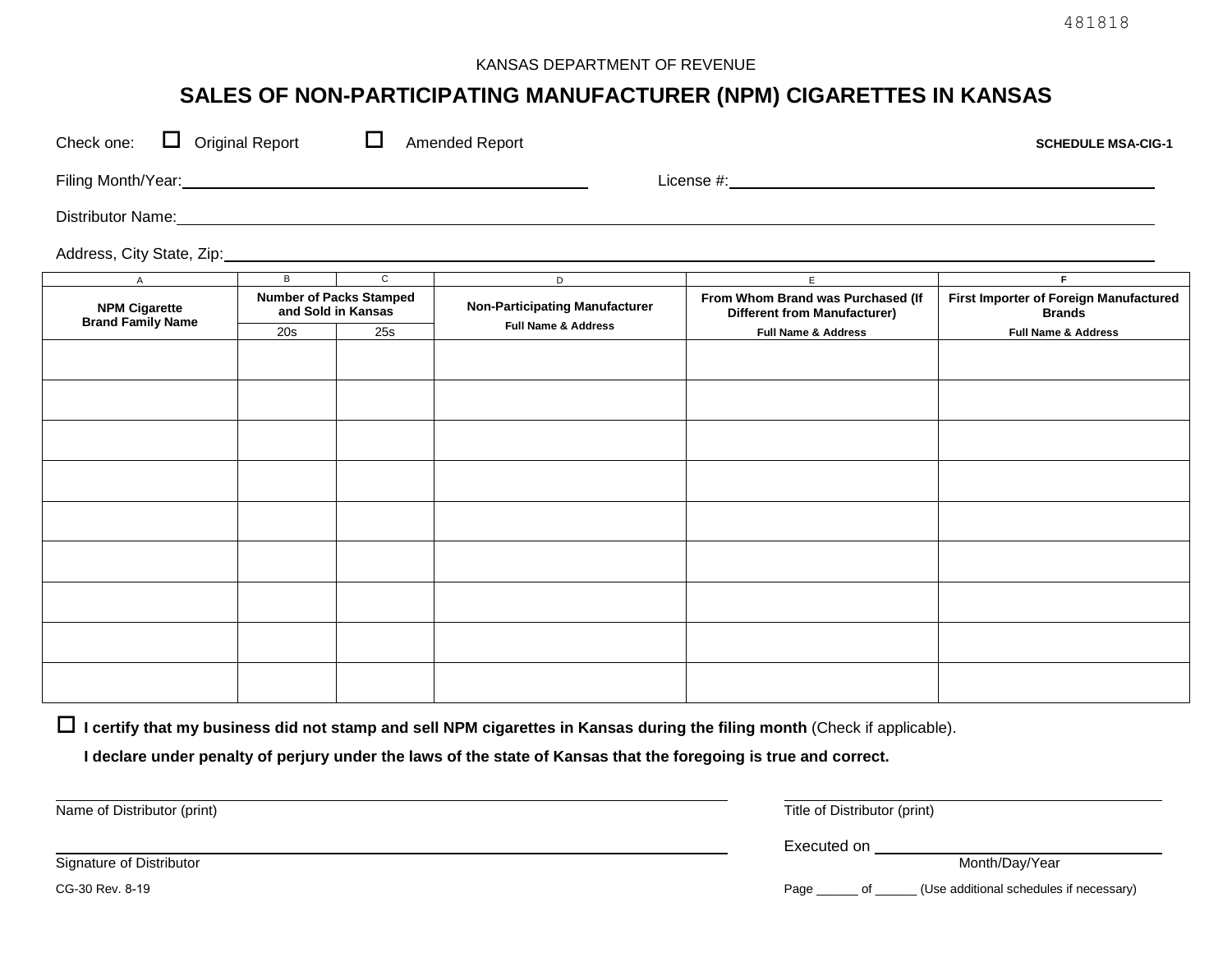481818

KANSAS DEPARTMENT OF REVENUE

# SALES OF NON-PARTICIPATING MANUFACTURER (NPM) CIGARETTES IN KANSAS

Check one: ☐ Original Report ☐ Amended Report **SCHEDULE MSA-CIG-1**

Filing Month/Year:\_\_\_\_\_\_\_\_\_\_\_\_\_\_\_\_\_\_\_\_ License #:\_\_\_\_\_\_\_\_\_\_\_\_\_\_\_\_\_\_\_\_

Distributor Name:\_\_\_\_\_\_\_\_\_\_\_\_\_\_\_\_\_\_\_\_\_\_\_\_\_\_\_\_\_\_\_\_\_\_\_\_\_\_\_\_

Address, City State, Zip:\_\_\_\_\_\_\_\_\_\_\_\_\_\_\_\_\_\_\_\_\_\_\_\_\_\_\_\_\_\_\_\_\_\_\_\_\_\_\_\_

| A | B | C | D | E | F |
|---|---|---|---|---|---|
| **NPM Cigarette Brand Family Name** | **Number of Packs Stamped and Sold in Kansas** | | **Non-Participating Manufacturer** **Full Name & Address** | **From Whom Brand was Purchased (If Different from Manufacturer)** **Full Name & Address** | **First Importer of Foreign Manufactured Brands** **Full Name & Address** |
| | 20s | 25s | | | |
| | | | | | |
| | | | | | |
| | | | | | |
| | | | | | |
| | | | | | |
| | | | | | |
| | | | | | |
| | | | | | |
| | | | | | |

☐ **I certify that my business did not stamp and sell NPM cigarettes in Kansas during the filing month** (Check if applicable).

**I declare under penalty of perjury under the laws of the state of Kansas that the foregoing is true and correct.**

\_\_\_\_\_\_\_\_\_\_\_\_\_\_\_\_\_\_\_\_\_\_\_\_\_\_\_\_\_\_\_\_\_\_\_\_\_\_\_\_
Name of Distributor (print)

\_\_\_\_\_\_\_\_\_\_\_\_\_\_\_\_\_\_\_\_\_\_\_\_\_\_\_\_\_\_\_\_\_\_\_\_\_\_\_\_
Title of Distributor (print)

\_\_\_\_\_\_\_\_\_\_\_\_\_\_\_\_\_\_\_\_\_\_\_\_\_\_\_\_\_\_\_\_\_\_\_\_\_\_\_\_
Signature of Distributor

Executed on \_\_\_\_\_\_\_\_\_\_\_\_\_\_\_\_\_\_\_\_\_\_\_\_
Month/Day/Year

CG-30 Rev. 8-19

Page \_\_\_\_\_\_ of \_\_\_\_\_\_ (Use additional schedules if necessary)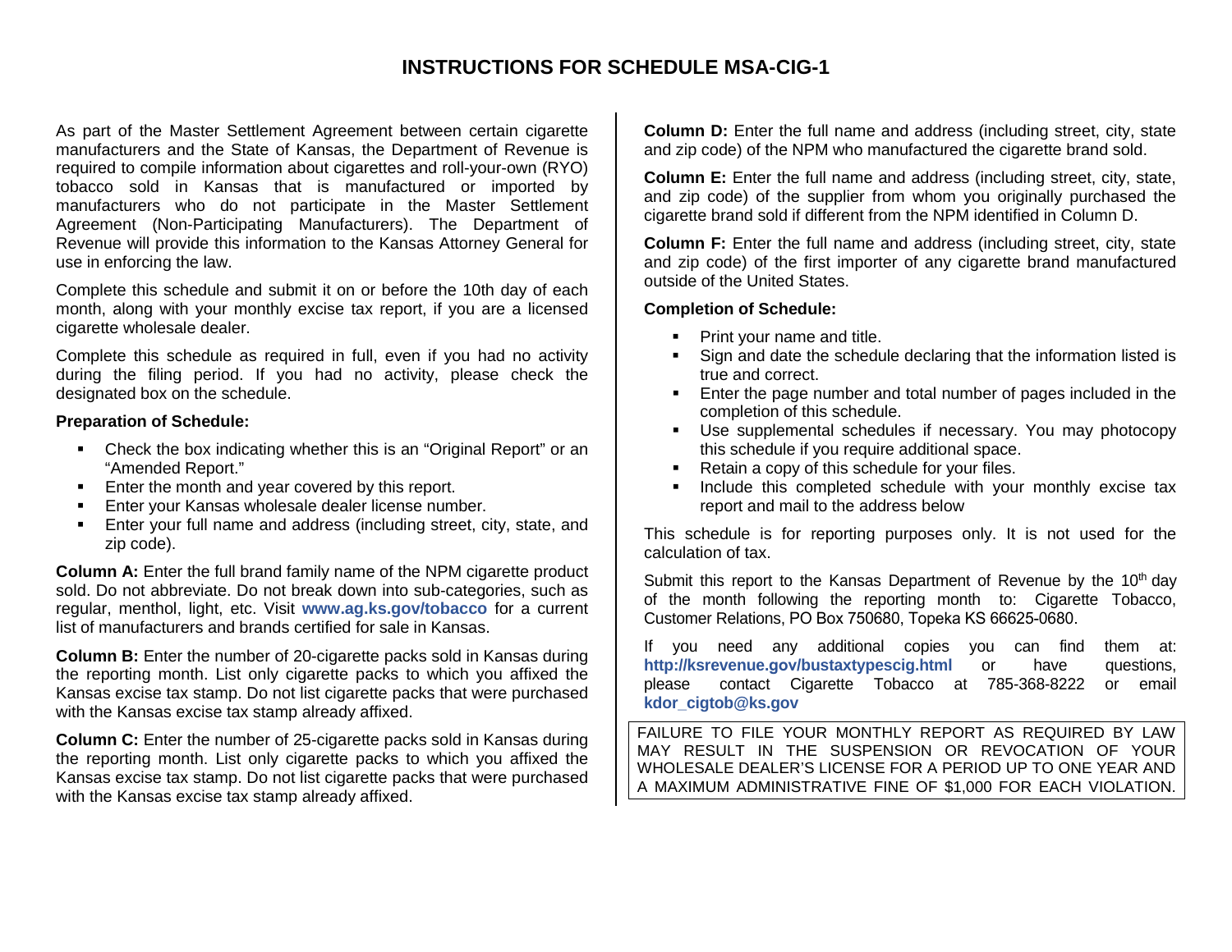# INSTRUCTIONS FOR SCHEDULE MSA-CIG-1

As part of the Master Settlement Agreement between certain cigarette manufacturers and the State of Kansas, the Department of Revenue is required to compile information about cigarettes and roll-your-own (RYO) tobacco sold in Kansas that is manufactured or imported by manufacturers who do not participate in the Master Settlement Agreement (Non-Participating Manufacturers). The Department of Revenue will provide this information to the Kansas Attorney General for use in enforcing the law.

Complete this schedule and submit it on or before the 10th day of each month, along with your monthly excise tax report, if you are a licensed cigarette wholesale dealer.

Complete this schedule as required in full, even if you had no activity during the filing period. If you had no activity, please check the designated box on the schedule.

**Preparation of Schedule:**

- Check the box indicating whether this is an "Original Report" or an "Amended Report."
- Enter the month and year covered by this report.
- Enter your Kansas wholesale dealer license number.
- Enter your full name and address (including street, city, state, and zip code).

**Column A:** Enter the full brand family name of the NPM cigarette product sold. Do not abbreviate. Do not break down into sub-categories, such as regular, menthol, light, etc. Visit **www.ag.ks.gov/tobacco** for a current list of manufacturers and brands certified for sale in Kansas.

**Column B:** Enter the number of 20-cigarette packs sold in Kansas during the reporting month. List only cigarette packs to which you affixed the Kansas excise tax stamp. Do not list cigarette packs that were purchased with the Kansas excise tax stamp already affixed.

**Column C:** Enter the number of 25-cigarette packs sold in Kansas during the reporting month. List only cigarette packs to which you affixed the Kansas excise tax stamp. Do not list cigarette packs that were purchased with the Kansas excise tax stamp already affixed.

**Column D:** Enter the full name and address (including street, city, state and zip code) of the NPM who manufactured the cigarette brand sold.

**Column E:** Enter the full name and address (including street, city, state, and zip code) of the supplier from whom you originally purchased the cigarette brand sold if different from the NPM identified in Column D.

**Column F:** Enter the full name and address (including street, city, state and zip code) of the first importer of any cigarette brand manufactured outside of the United States.

**Completion of Schedule:**

- Print your name and title.
- Sign and date the schedule declaring that the information listed is true and correct.
- Enter the page number and total number of pages included in the completion of this schedule.
- Use supplemental schedules if necessary. You may photocopy this schedule if you require additional space.
- Retain a copy of this schedule for your files.
- Include this completed schedule with your monthly excise tax report and mail to the address below

This schedule is for reporting purposes only. It is not used for the calculation of tax.

Submit this report to the Kansas Department of Revenue by the 10th day of the month following the reporting month to: Cigarette Tobacco, Customer Relations, PO Box 750680, Topeka KS 66625-0680.

If you need any additional copies you can find them at: **http://ksrevenue.gov/bustaxtypescig.html** or have questions, please contact Cigarette Tobacco at 785-368-8222 or email **kdor_cigtob@ks.gov**

FAILURE TO FILE YOUR MONTHLY REPORT AS REQUIRED BY LAW MAY RESULT IN THE SUSPENSION OR REVOCATION OF YOUR WHOLESALE DEALER'S LICENSE FOR A PERIOD UP TO ONE YEAR AND A MAXIMUM ADMINISTRATIVE FINE OF $1,000 FOR EACH VIOLATION.